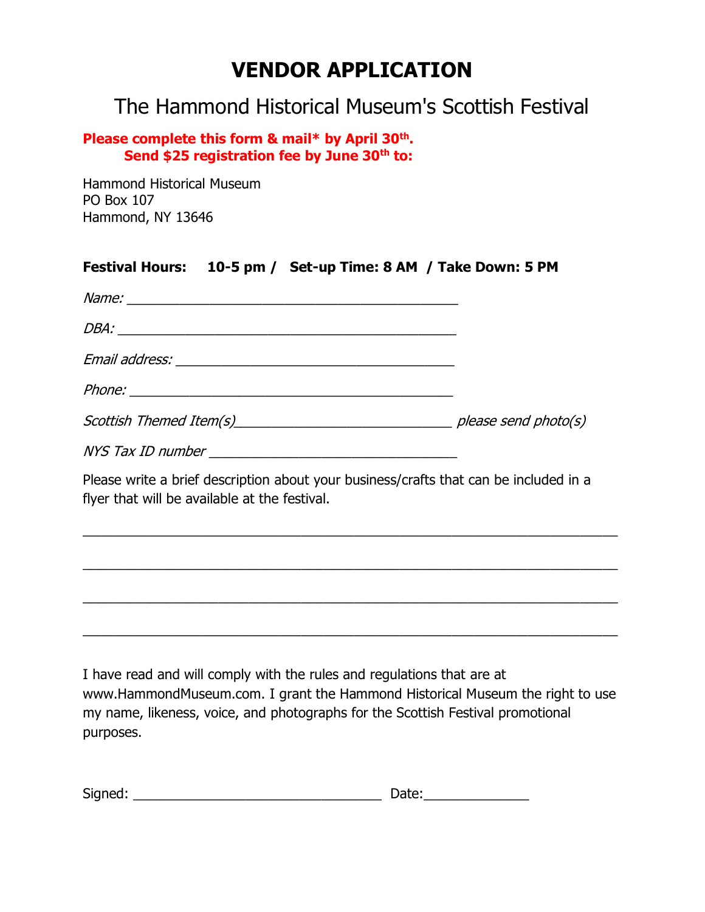# VENDOR APPLICATION

## The Hammond Historical Museum's Scottish Festival

**Please complete this form & mail* by April 30th.**
**Send $25 registration fee by June 30th to:**

Hammond Historical Museum
PO Box 107
Hammond, NY 13646

**Festival Hours: 10-5 pm / Set-up Time: 8 AM / Take Down: 5 PM**

*Name:* ___________________________________________

*DBA:* ____________________________________________

*Email address:* ___________________________________

*Phone:* __________________________________________

*Scottish Themed Item(s)*____________________________ *please send photo(s)*

*NYS Tax ID number* ________________________________

Please write a brief description about your business/crafts that can be included in a flyer that will be available at the festival.

_____________________________________________________________________

_____________________________________________________________________

_____________________________________________________________________

_____________________________________________________________________

I have read and will comply with the rules and regulations that are at www.HammondMuseum.com. I grant the Hammond Historical Museum the right to use my name, likeness, voice, and photographs for the Scottish Festival promotional purposes.

Signed: ________________________________ Date:______________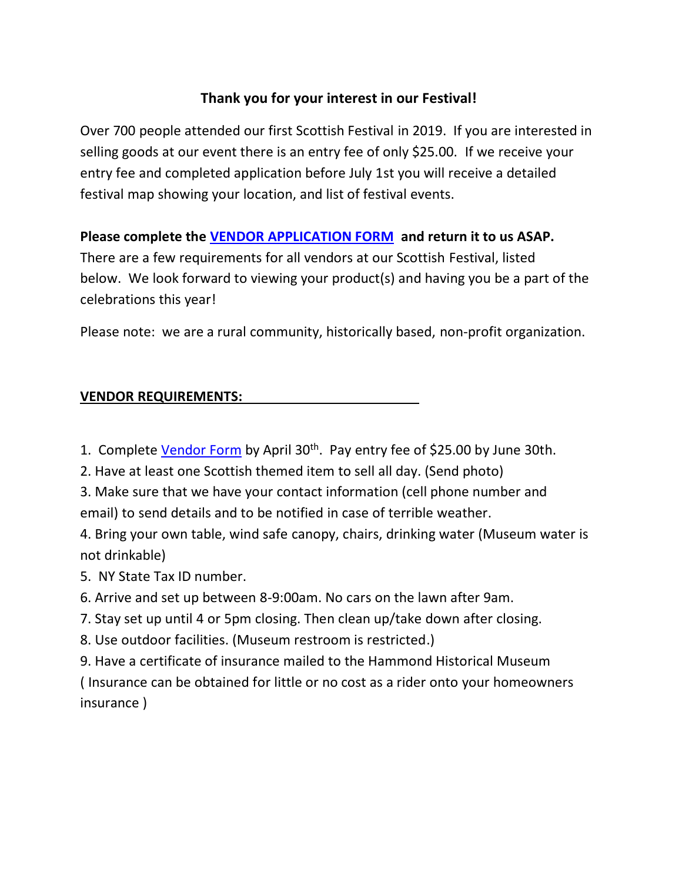**Thank you for your interest in our Festival!**

Over 700 people attended our first Scottish Festival in 2019. If you are interested in selling goods at our event there is an entry fee of only $25.00. If we receive your entry fee and completed application before July 1st you will receive a detailed festival map showing your location, and list of festival events.

**Please complete the VENDOR APPLICATION FORM and return it to us ASAP.**
There are a few requirements for all vendors at our Scottish Festival, listed below. We look forward to viewing your product(s) and having you be a part of the celebrations this year!

Please note: we are a rural community, historically based, non-profit organization.

**VENDOR REQUIREMENTS:**

1. Complete Vendor Form by April 30th. Pay entry fee of $25.00 by June 30th.
2. Have at least one Scottish themed item to sell all day. (Send photo)
3. Make sure that we have your contact information (cell phone number and email) to send details and to be notified in case of terrible weather.
4. Bring your own table, wind safe canopy, chairs, drinking water (Museum water is not drinkable)
5. NY State Tax ID number.
6. Arrive and set up between 8-9:00am. No cars on the lawn after 9am.
7. Stay set up until 4 or 5pm closing. Then clean up/take down after closing.
8. Use outdoor facilities. (Museum restroom is restricted.)
9. Have a certificate of insurance mailed to the Hammond Historical Museum ( Insurance can be obtained for little or no cost as a rider onto your homeowners insurance )